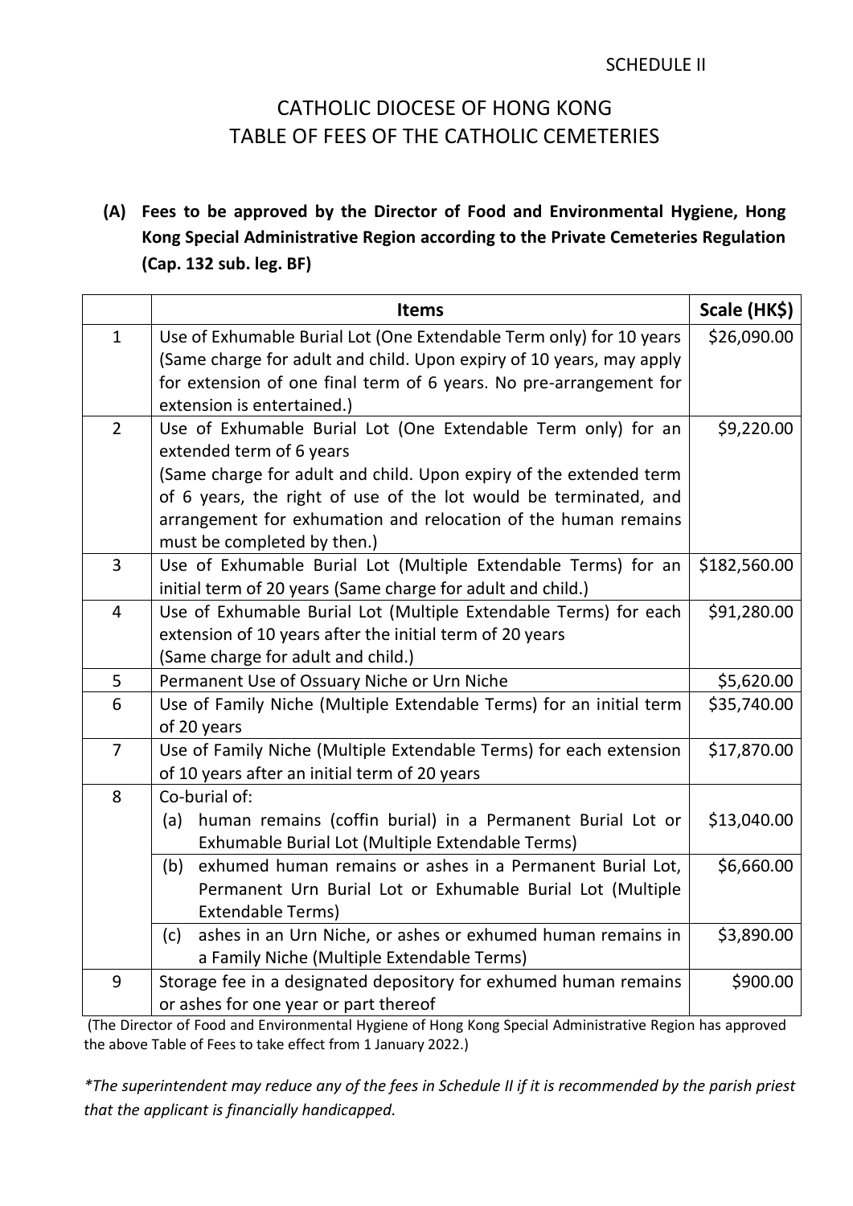SCHEDULE II

# CATHOLIC DIOCESE OF HONG KONG
# TABLE OF FEES OF THE CATHOLIC CEMETERIES

**(A) Fees to be approved by the Director of Food and Environmental Hygiene, Hong Kong Special Administrative Region according to the Private Cemeteries Regulation (Cap. 132 sub. leg. BF)**

| | **Items** | **Scale (HK$)** |
|---|---|---|
| 1 | Use of Exhumable Burial Lot (One Extendable Term only) for 10 years (Same charge for adult and child. Upon expiry of 10 years, may apply for extension of one final term of 6 years. No pre-arrangement for extension is entertained.) | $26,090.00 |
| 2 | Use of Exhumable Burial Lot (One Extendable Term only) for an extended term of 6 years (Same charge for adult and child. Upon expiry of the extended term of 6 years, the right of use of the lot would be terminated, and arrangement for exhumation and relocation of the human remains must be completed by then.) | $9,220.00 |
| 3 | Use of Exhumable Burial Lot (Multiple Extendable Terms) for an initial term of 20 years (Same charge for adult and child.) | $182,560.00 |
| 4 | Use of Exhumable Burial Lot (Multiple Extendable Terms) for each extension of 10 years after the initial term of 20 years (Same charge for adult and child.) | $91,280.00 |
| 5 | Permanent Use of Ossuary Niche or Urn Niche | $5,620.00 |
| 6 | Use of Family Niche (Multiple Extendable Terms) for an initial term of 20 years | $35,740.00 |
| 7 | Use of Family Niche (Multiple Extendable Terms) for each extension of 10 years after an initial term of 20 years | $17,870.00 |
| 8 | Co-burial of: | |
| | (a) human remains (coffin burial) in a Permanent Burial Lot or Exhumable Burial Lot (Multiple Extendable Terms) | $13,040.00 |
| | (b) exhumed human remains or ashes in a Permanent Burial Lot, Permanent Urn Burial Lot or Exhumable Burial Lot (Multiple Extendable Terms) | $6,660.00 |
| | (c) ashes in an Urn Niche, or ashes or exhumed human remains in a Family Niche (Multiple Extendable Terms) | $3,890.00 |
| 9 | Storage fee in a designated depository for exhumed human remains or ashes for one year or part thereof | $900.00 |

(The Director of Food and Environmental Hygiene of Hong Kong Special Administrative Region has approved the above Table of Fees to take effect from 1 January 2022.)

*\*The superintendent may reduce any of the fees in Schedule II if it is recommended by the parish priest that the applicant is financially handicapped.*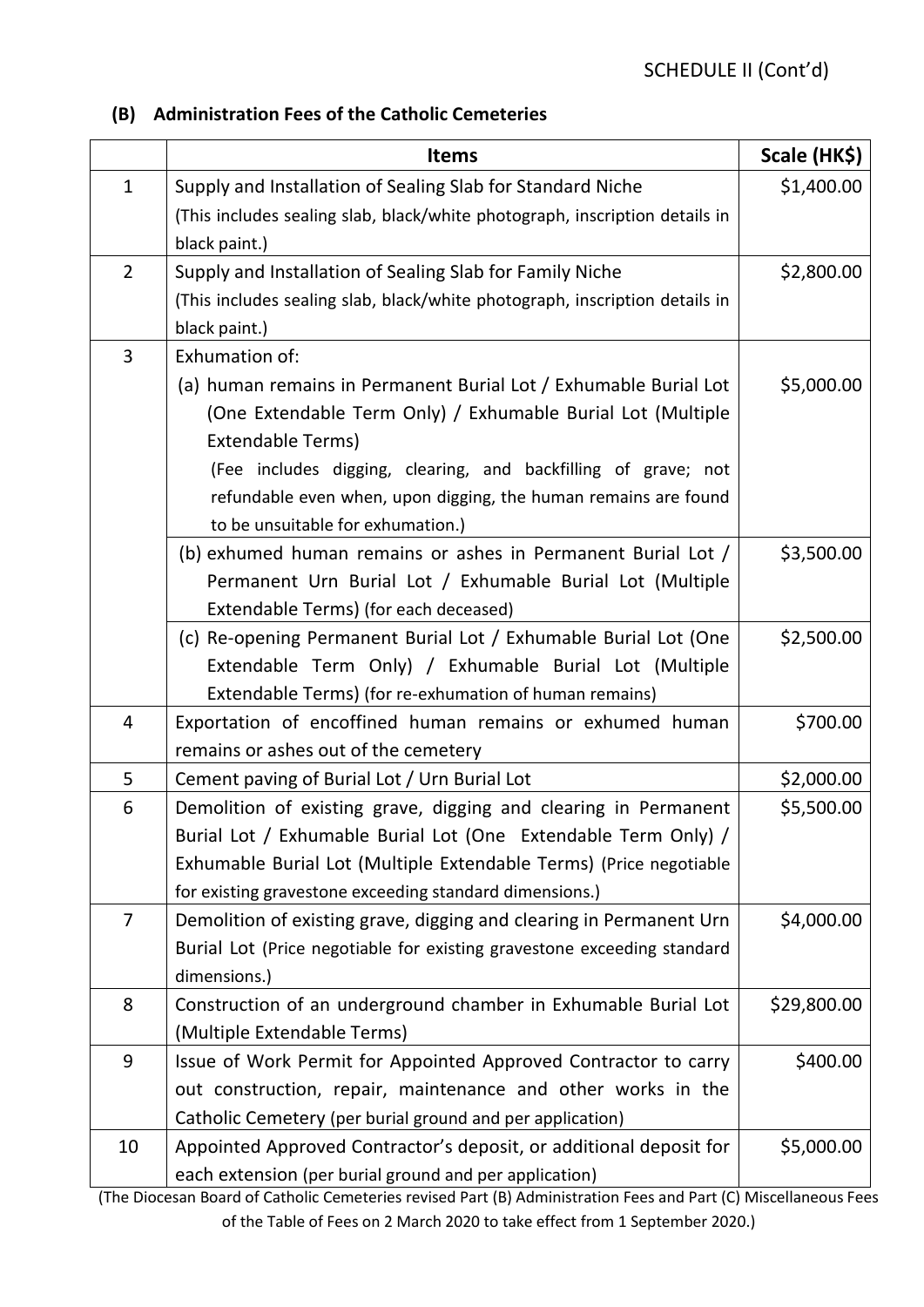SCHEDULE II (Cont'd)

**(B) Administration Fees of the Catholic Cemeteries**

| | Items | Scale (HK$) |
|---|---|---|
| 1 | Supply and Installation of Sealing Slab for Standard Niche (This includes sealing slab, black/white photograph, inscription details in black paint.) | $1,400.00 |
| 2 | Supply and Installation of Sealing Slab for Family Niche (This includes sealing slab, black/white photograph, inscription details in black paint.) | $2,800.00 |
| 3 | Exhumation of: | |
| | (a) human remains in Permanent Burial Lot / Exhumable Burial Lot (One Extendable Term Only) / Exhumable Burial Lot (Multiple Extendable Terms) (Fee includes digging, clearing, and backfilling of grave; not refundable even when, upon digging, the human remains are found to be unsuitable for exhumation.) | $5,000.00 |
| | (b) exhumed human remains or ashes in Permanent Burial Lot / Permanent Urn Burial Lot / Exhumable Burial Lot (Multiple Extendable Terms) (for each deceased) | $3,500.00 |
| | (c) Re-opening Permanent Burial Lot / Exhumable Burial Lot (One Extendable Term Only) / Exhumable Burial Lot (Multiple Extendable Terms) (for re-exhumation of human remains) | $2,500.00 |
| 4 | Exportation of encoffined human remains or exhumed human remains or ashes out of the cemetery | $700.00 |
| 5 | Cement paving of Burial Lot / Urn Burial Lot | $2,000.00 |
| 6 | Demolition of existing grave, digging and clearing in Permanent Burial Lot / Exhumable Burial Lot (One Extendable Term Only) / Exhumable Burial Lot (Multiple Extendable Terms) (Price negotiable for existing gravestone exceeding standard dimensions.) | $5,500.00 |
| 7 | Demolition of existing grave, digging and clearing in Permanent Urn Burial Lot (Price negotiable for existing gravestone exceeding standard dimensions.) | $4,000.00 |
| 8 | Construction of an underground chamber in Exhumable Burial Lot (Multiple Extendable Terms) | $29,800.00 |
| 9 | Issue of Work Permit for Appointed Approved Contractor to carry out construction, repair, maintenance and other works in the Catholic Cemetery (per burial ground and per application) | $400.00 |
| 10 | Appointed Approved Contractor's deposit, or additional deposit for each extension (per burial ground and per application) | $5,000.00 |

(The Diocesan Board of Catholic Cemeteries revised Part (B) Administration Fees and Part (C) Miscellaneous Fees of the Table of Fees on 2 March 2020 to take effect from 1 September 2020.)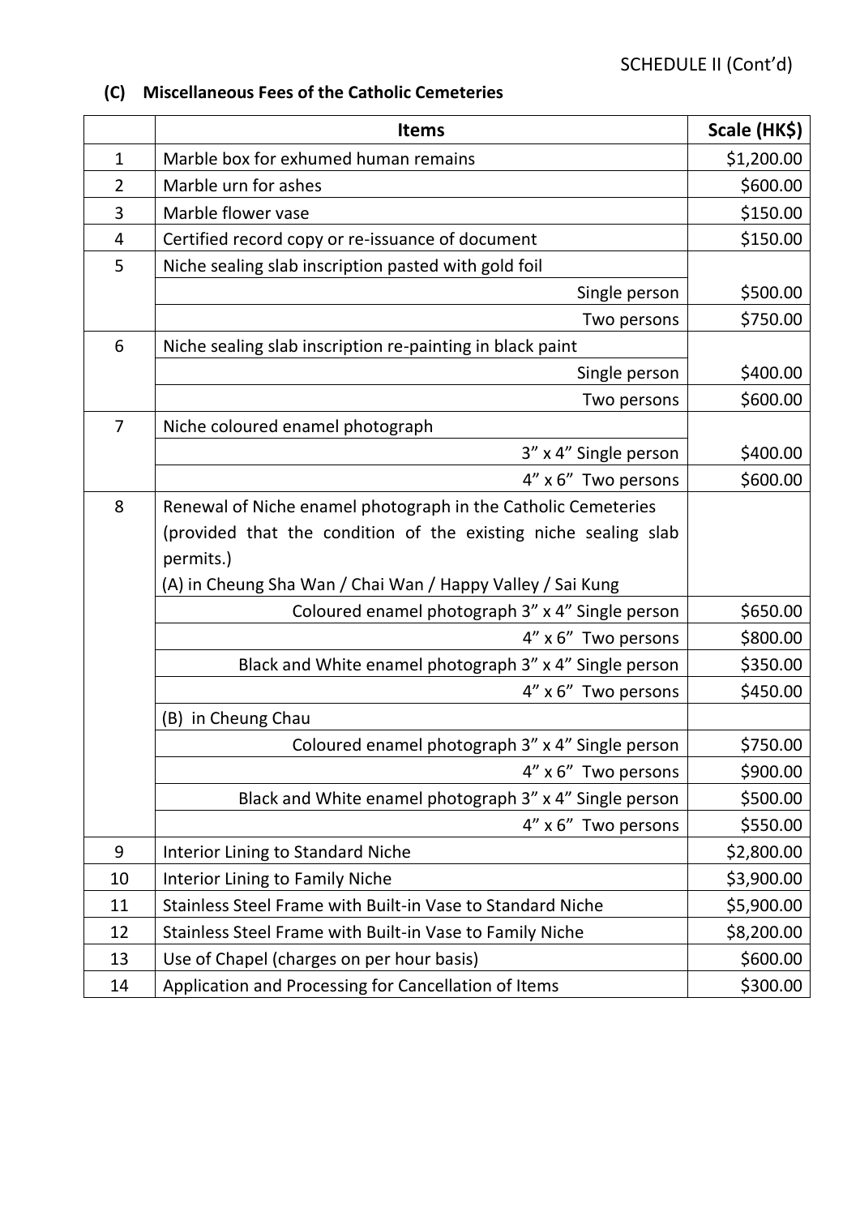SCHEDULE II (Cont'd)

**(C) Miscellaneous Fees of the Catholic Cemeteries**

| | Items | Scale (HK$) |
|---|---|---|
| 1 | Marble box for exhumed human remains | $1,200.00 |
| 2 | Marble urn for ashes | $600.00 |
| 3 | Marble flower vase | $150.00 |
| 4 | Certified record copy or re-issuance of document | $150.00 |
| 5 | Niche sealing slab inscription pasted with gold foil | |
| | Single person | $500.00 |
| | Two persons | $750.00 |
| 6 | Niche sealing slab inscription re-painting in black paint | |
| | Single person | $400.00 |
| | Two persons | $600.00 |
| 7 | Niche coloured enamel photograph | |
| | 3" x 4" Single person | $400.00 |
| | 4" x 6" Two persons | $600.00 |
| 8 | Renewal of Niche enamel photograph in the Catholic Cemeteries (provided that the condition of the existing niche sealing slab permits.)<br>(A) in Cheung Sha Wan / Chai Wan / Happy Valley / Sai Kung | |
| | Coloured enamel photograph 3" x 4" Single person | $650.00 |
| | 4" x 6" Two persons | $800.00 |
| | Black and White enamel photograph 3" x 4" Single person | $350.00 |
| | 4" x 6" Two persons | $450.00 |
| | (B) in Cheung Chau | |
| | Coloured enamel photograph 3" x 4" Single person | $750.00 |
| | 4" x 6" Two persons | $900.00 |
| | Black and White enamel photograph 3" x 4" Single person | $500.00 |
| | 4" x 6" Two persons | $550.00 |
| 9 | Interior Lining to Standard Niche | $2,800.00 |
| 10 | Interior Lining to Family Niche | $3,900.00 |
| 11 | Stainless Steel Frame with Built-in Vase to Standard Niche | $5,900.00 |
| 12 | Stainless Steel Frame with Built-in Vase to Family Niche | $8,200.00 |
| 13 | Use of Chapel (charges on per hour basis) | $600.00 |
| 14 | Application and Processing for Cancellation of Items | $300.00 |